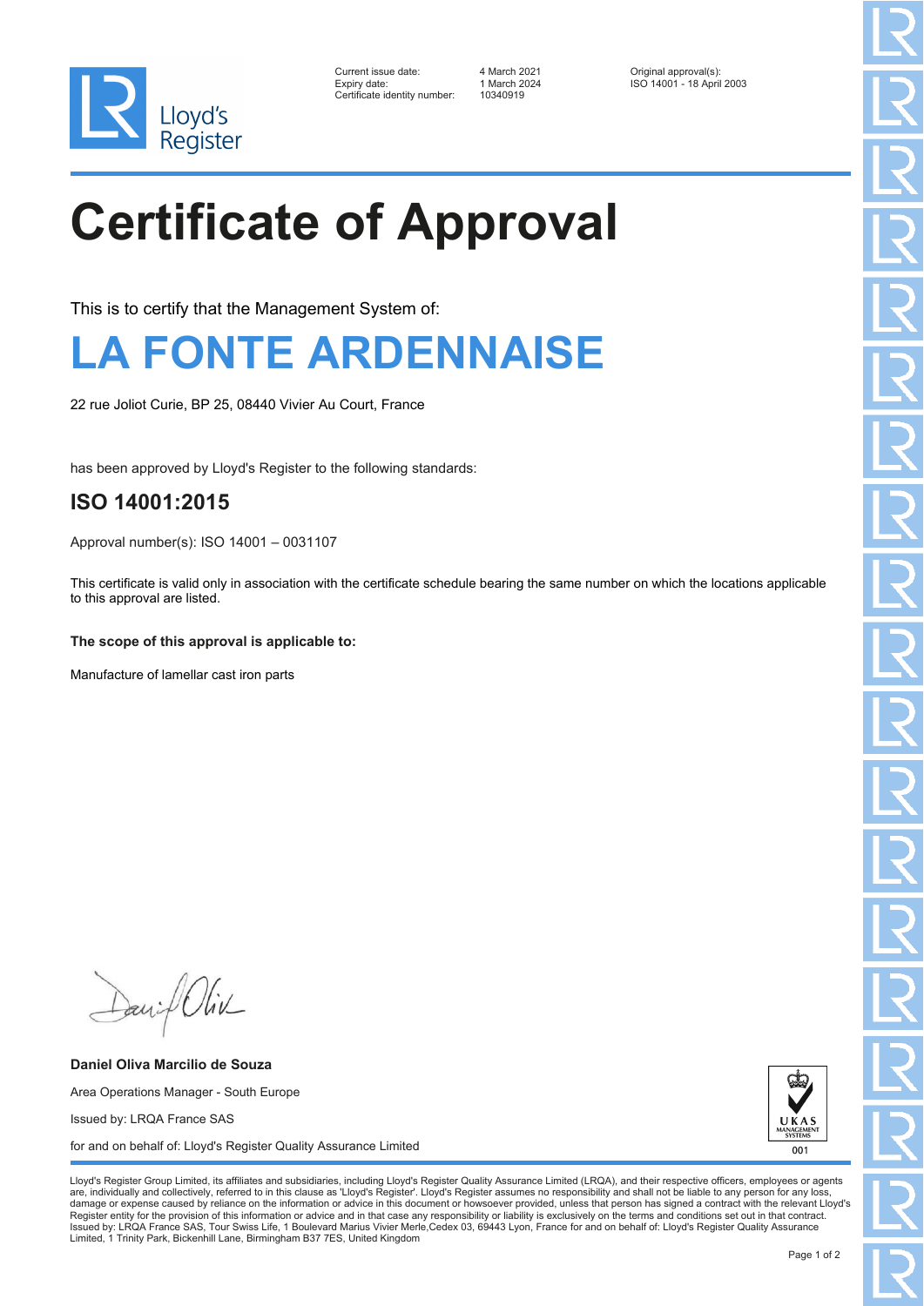Lloyd's Register

| Current issue date: | 4 March 2021 | Original approval(s): |
| --- | --- | --- |
| Expiry date: | 1 March 2024 | ISO 14001 - 18 April 2003 |
| Certificate identity number: | 10340919 | |

# Certificate of Approval

This is to certify that the Management System of:

## LA FONTE ARDENNAISE

22 rue Joliot Curie, BP 25, 08440 Vivier Au Court, France

has been approved by Lloyd's Register to the following standards:

## ISO 14001:2015

Approval number(s): ISO 14001 – 0031107

This certificate is valid only in association with the certificate schedule bearing the same number on which the locations applicable to this approval are listed.

**The scope of this approval is applicable to:**

Manufacture of lamellar cast iron parts

**Daniel Oliva Marcilio de Souza**

Area Operations Manager - South Europe

Issued by: LRQA France SAS

for and on behalf of: Lloyd's Register Quality Assurance Limited

UKAS MANAGEMENT SYSTEMS 001

Lloyd's Register Group Limited, its affiliates and subsidiaries, including Lloyd's Register Quality Assurance Limited (LRQA), and their respective officers, employees or agents are, individually and collectively, referred to in this clause as 'Lloyd's Register'. Lloyd's Register assumes no responsibility and shall not be liable to any person for any loss, damage or expense caused by reliance on the information or advice in this document or howsoever provided, unless that person has signed a contract with the relevant Lloyd's Register entity for the provision of this information or advice and in that case any responsibility or liability is exclusively on the terms and conditions set out in that contract. Issued by: LRQA France SAS, Tour Swiss Life, 1 Boulevard Marius Vivier Merle,Cedex 03, 69443 Lyon, France for and on behalf of: Lloyd's Register Quality Assurance Limited, 1 Trinity Park, Bickenhill Lane, Birmingham B37 7ES, United Kingdom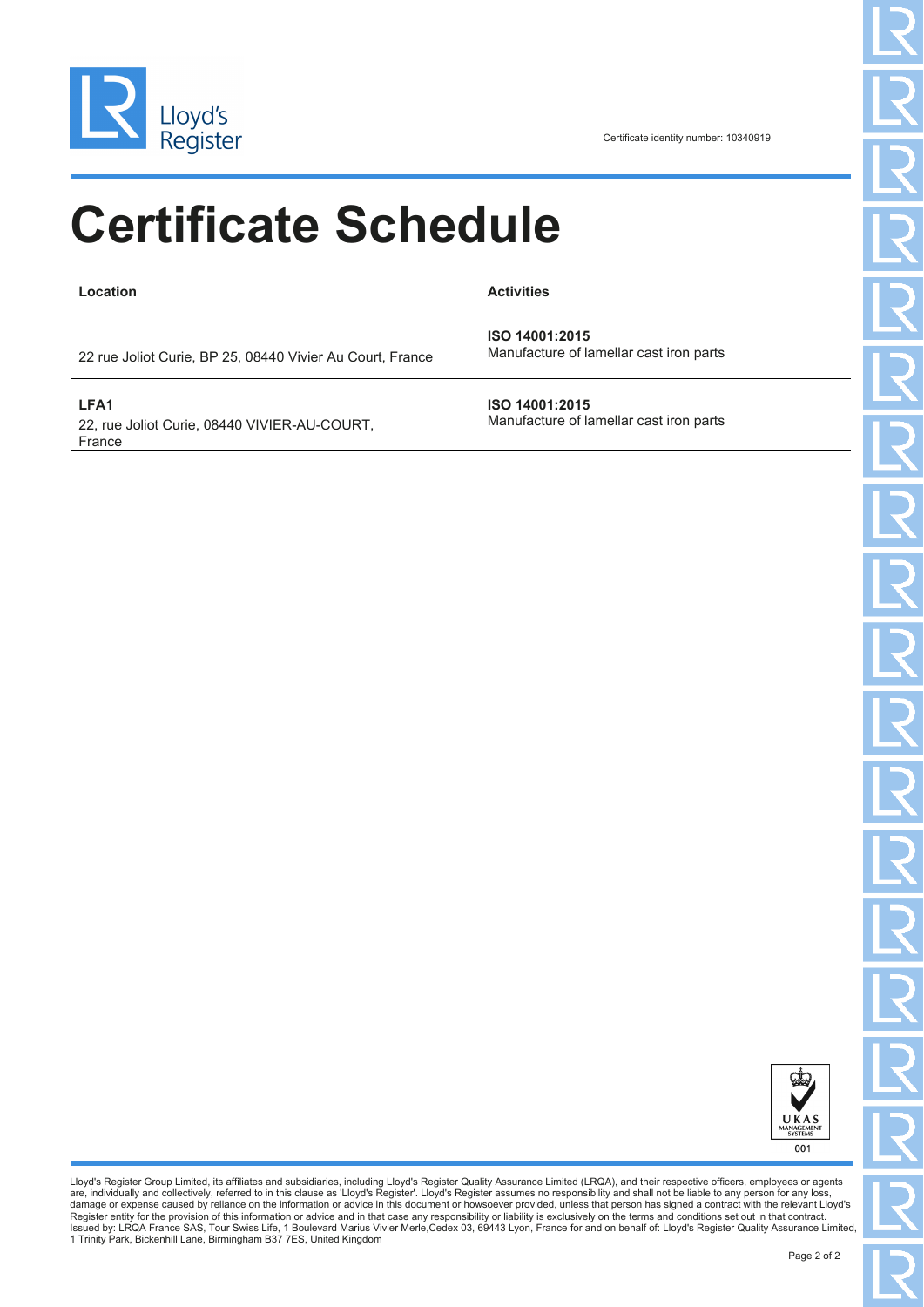Certificate identity number: 10340919

# Certificate Schedule

| Location | Activities |
|---|---|
| 22 rue Joliot Curie, BP 25, 08440 Vivier Au Court, France | **ISO 14001:2015**<br>Manufacture of lamellar cast iron parts |
| **LFA1**<br>22, rue Joliot Curie, 08440 VIVIER-AU-COURT, France | **ISO 14001:2015**<br>Manufacture of lamellar cast iron parts |

001

Lloyd's Register Group Limited, its affiliates and subsidiaries, including Lloyd's Register Quality Assurance Limited (LRQA), and their respective officers, employees or agents are, individually and collectively, referred to in this clause as 'Lloyd's Register'. Lloyd's Register assumes no responsibility and shall not be liable to any person for any loss, damage or expense caused by reliance on the information or advice in this document or howsoever provided, unless that person has signed a contract with the relevant Lloyd's Register entity for the provision of this information or advice and in that case any responsibility or liability is exclusively on the terms and conditions set out in that contract.
Issued by: LRQA France SAS, Tour Swiss Life, 1 Boulevard Marius Vivier Merle,Cedex 03, 69443 Lyon, France for and on behalf of: Lloyd's Register Quality Assurance Limited, 1 Trinity Park, Bickenhill Lane, Birmingham B37 7ES, United Kingdom